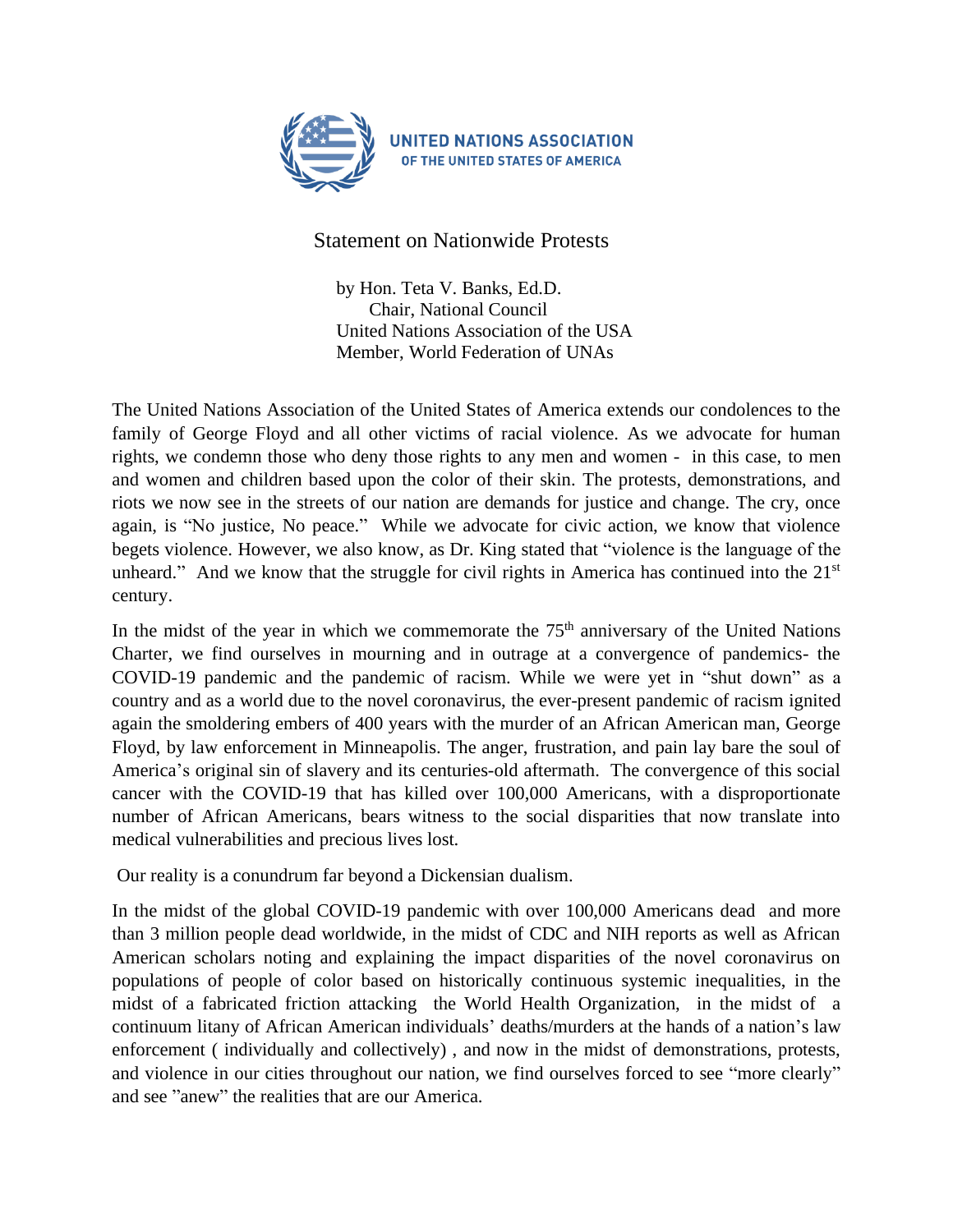UNITED NATIONS ASSOCIATION
OF THE UNITED STATES OF AMERICA

# Statement on Nationwide Protests

by Hon. Teta V. Banks, Ed.D.
Chair, National Council
United Nations Association of the USA
Member, World Federation of UNAs

The United Nations Association of the United States of America extends our condolences to the family of George Floyd and all other victims of racial violence. As we advocate for human rights, we condemn those who deny those rights to any men and women - in this case, to men and women and children based upon the color of their skin. The protests, demonstrations, and riots we now see in the streets of our nation are demands for justice and change. The cry, once again, is "No justice, No peace." While we advocate for civic action, we know that violence begets violence. However, we also know, as Dr. King stated that "violence is the language of the unheard." And we know that the struggle for civil rights in America has continued into the 21st century.

In the midst of the year in which we commemorate the 75th anniversary of the United Nations Charter, we find ourselves in mourning and in outrage at a convergence of pandemics- the COVID-19 pandemic and the pandemic of racism. While we were yet in "shut down" as a country and as a world due to the novel coronavirus, the ever-present pandemic of racism ignited again the smoldering embers of 400 years with the murder of an African American man, George Floyd, by law enforcement in Minneapolis. The anger, frustration, and pain lay bare the soul of America's original sin of slavery and its centuries-old aftermath. The convergence of this social cancer with the COVID-19 that has killed over 100,000 Americans, with a disproportionate number of African Americans, bears witness to the social disparities that now translate into medical vulnerabilities and precious lives lost.

Our reality is a conundrum far beyond a Dickensian dualism.

In the midst of the global COVID-19 pandemic with over 100,000 Americans dead and more than 3 million people dead worldwide, in the midst of CDC and NIH reports as well as African American scholars noting and explaining the impact disparities of the novel coronavirus on populations of people of color based on historically continuous systemic inequalities, in the midst of a fabricated friction attacking the World Health Organization, in the midst of a continuum litany of African American individuals' deaths/murders at the hands of a nation's law enforcement ( individually and collectively) , and now in the midst of demonstrations, protests, and violence in our cities throughout our nation, we find ourselves forced to see "more clearly" and see "anew" the realities that are our America.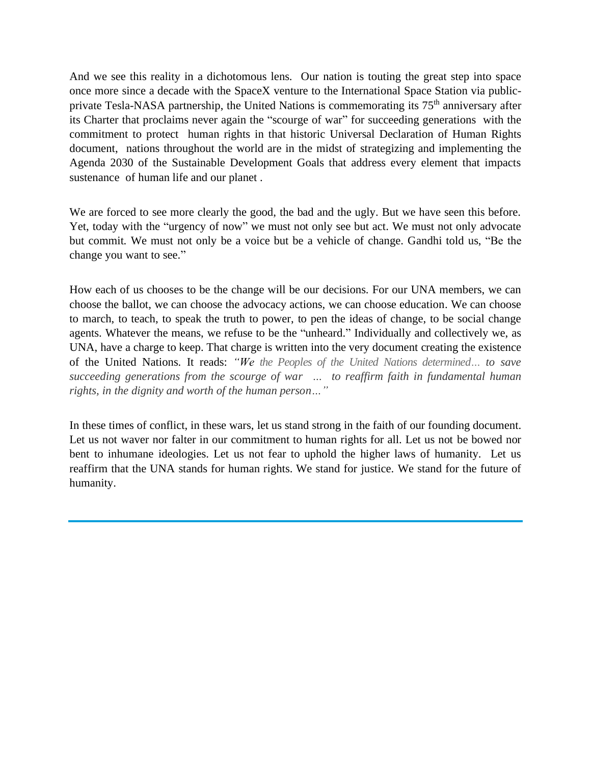And we see this reality in a dichotomous lens. Our nation is touting the great step into space once more since a decade with the SpaceX venture to the International Space Station via public-private Tesla-NASA partnership, the United Nations is commemorating its 75th anniversary after its Charter that proclaims never again the “scourge of war” for succeeding generations with the commitment to protect human rights in that historic Universal Declaration of Human Rights document, nations throughout the world are in the midst of strategizing and implementing the Agenda 2030 of the Sustainable Development Goals that address every element that impacts sustenance of human life and our planet .

We are forced to see more clearly the good, the bad and the ugly. But we have seen this before. Yet, today with the “urgency of now” we must not only see but act. We must not only advocate but commit. We must not only be a voice but be a vehicle of change. Gandhi told us, “Be the change you want to see.”

How each of us chooses to be the change will be our decisions. For our UNA members, we can choose the ballot, we can choose the advocacy actions, we can choose education. We can choose to march, to teach, to speak the truth to power, to pen the ideas of change, to be social change agents. Whatever the means, we refuse to be the “unheard.” Individually and collectively we, as UNA, have a charge to keep. That charge is written into the very document creating the existence of the United Nations. It reads: *“We the Peoples of the United Nations determined… to save succeeding generations from the scourge of war … to reaffirm faith in fundamental human rights, in the dignity and worth of the human person…”*

In these times of conflict, in these wars, let us stand strong in the faith of our founding document. Let us not waver nor falter in our commitment to human rights for all. Let us not be bowed nor bent to inhumane ideologies. Let us not fear to uphold the higher laws of humanity. Let us reaffirm that the UNA stands for human rights. We stand for justice. We stand for the future of humanity.

---